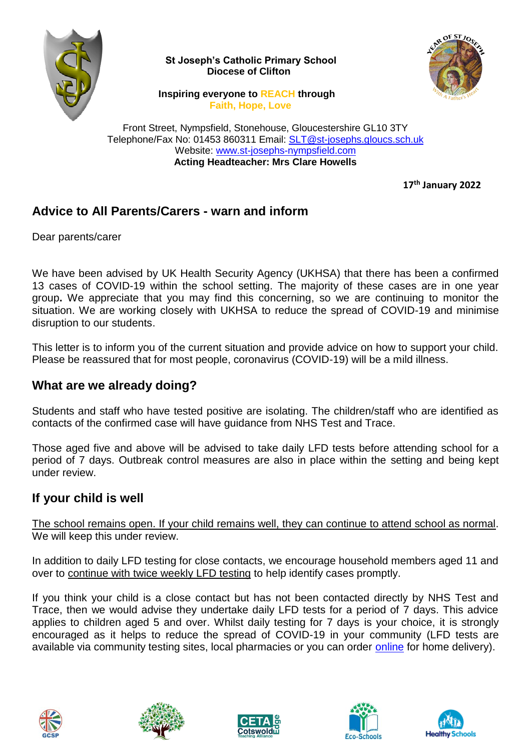**St Joseph's Catholic Primary School**
**Diocese of Clifton**

**Inspiring everyone to REACH through**
**Faith, Hope, Love**

Front Street, Nympsfield, Stonehouse, Gloucestershire GL10 3TY
Telephone/Fax No: 01453 860311 Email: [SLT@st-josephs.gloucs.sch.uk](mailto:SLT@st-josephs.gloucs.sch.uk)
Website: [www.st-josephs-nympsfield.com](http://www.st-josephs-nympsfield.com)
**Acting Headteacher: Mrs Clare Howells**

**17th January 2022**

## Advice to All Parents/Carers - warn and inform

Dear parents/carer

We have been advised by UK Health Security Agency (UKHSA) that there has been a confirmed 13 cases of COVID-19 within the school setting. The majority of these cases are in one year group**.** We appreciate that you may find this concerning, so we are continuing to monitor the situation. We are working closely with UKHSA to reduce the spread of COVID-19 and minimise disruption to our students.

This letter is to inform you of the current situation and provide advice on how to support your child. Please be reassured that for most people, coronavirus (COVID-19) will be a mild illness.

## What are we already doing?

Students and staff who have tested positive are isolating. The children/staff who are identified as contacts of the confirmed case will have guidance from NHS Test and Trace.

Those aged five and above will be advised to take daily LFD tests before attending school for a period of 7 days. Outbreak control measures are also in place within the setting and being kept under review.

## If your child is well

The school remains open. If your child remains well, they can continue to attend school as normal. We will keep this under review.

In addition to daily LFD testing for close contacts, we encourage household members aged 11 and over to continue with twice weekly LFD testing to help identify cases promptly.

If you think your child is a close contact but has not been contacted directly by NHS Test and Trace, then we would advise they undertake daily LFD tests for a period of 7 days. This advice applies to children aged 5 and over. Whilst daily testing for 7 days is your choice, it is strongly encouraged as it helps to reduce the spread of COVID-19 in your community (LFD tests are available via community testing sites, local pharmacies or you can order online for home delivery).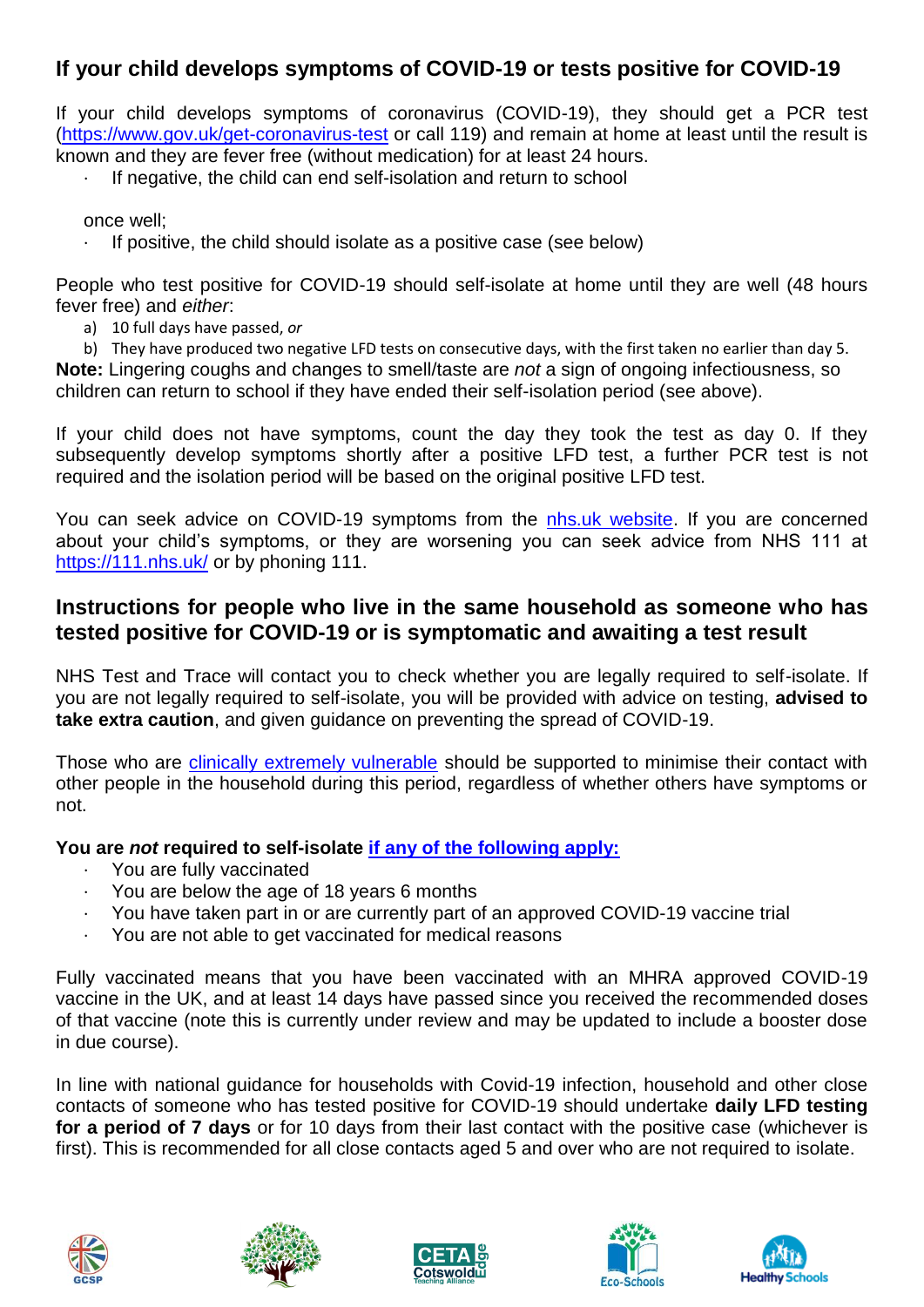## If your child develops symptoms of COVID-19 or tests positive for COVID-19

If your child develops symptoms of coronavirus (COVID-19), they should get a PCR test (https://www.gov.uk/get-coronavirus-test or call 119) and remain at home at least until the result is known and they are fever free (without medication) for at least 24 hours.

- If negative, the child can end self-isolation and return to school

once well;

- If positive, the child should isolate as a positive case (see below)

People who test positive for COVID-19 should self-isolate at home until they are well (48 hours fever free) and *either*:

a) 10 full days have passed, *or*
b) They have produced two negative LFD tests on consecutive days, with the first taken no earlier than day 5.

**Note:** Lingering coughs and changes to smell/taste are *not* a sign of ongoing infectiousness, so children can return to school if they have ended their self-isolation period (see above).

If your child does not have symptoms, count the day they took the test as day 0. If they subsequently develop symptoms shortly after a positive LFD test, a further PCR test is not required and the isolation period will be based on the original positive LFD test.

You can seek advice on COVID-19 symptoms from the nhs.uk website. If you are concerned about your child's symptoms, or they are worsening you can seek advice from NHS 111 at https://111.nhs.uk/ or by phoning 111.

## Instructions for people who live in the same household as someone who has tested positive for COVID-19 or is symptomatic and awaiting a test result

NHS Test and Trace will contact you to check whether you are legally required to self-isolate. If you are not legally required to self-isolate, you will be provided with advice on testing, **advised to take extra caution**, and given guidance on preventing the spread of COVID-19.

Those who are clinically extremely vulnerable should be supported to minimise their contact with other people in the household during this period, regardless of whether others have symptoms or not.

**You are *not* required to self-isolate if any of the following apply:**

- You are fully vaccinated
- You are below the age of 18 years 6 months
- You have taken part in or are currently part of an approved COVID-19 vaccine trial
- You are not able to get vaccinated for medical reasons

Fully vaccinated means that you have been vaccinated with an MHRA approved COVID-19 vaccine in the UK, and at least 14 days have passed since you received the recommended doses of that vaccine (note this is currently under review and may be updated to include a booster dose in due course).

In line with national guidance for households with Covid-19 infection, household and other close contacts of someone who has tested positive for COVID-19 should undertake **daily LFD testing for a period of 7 days** or for 10 days from their last contact with the positive case (whichever is first). This is recommended for all close contacts aged 5 and over who are not required to isolate.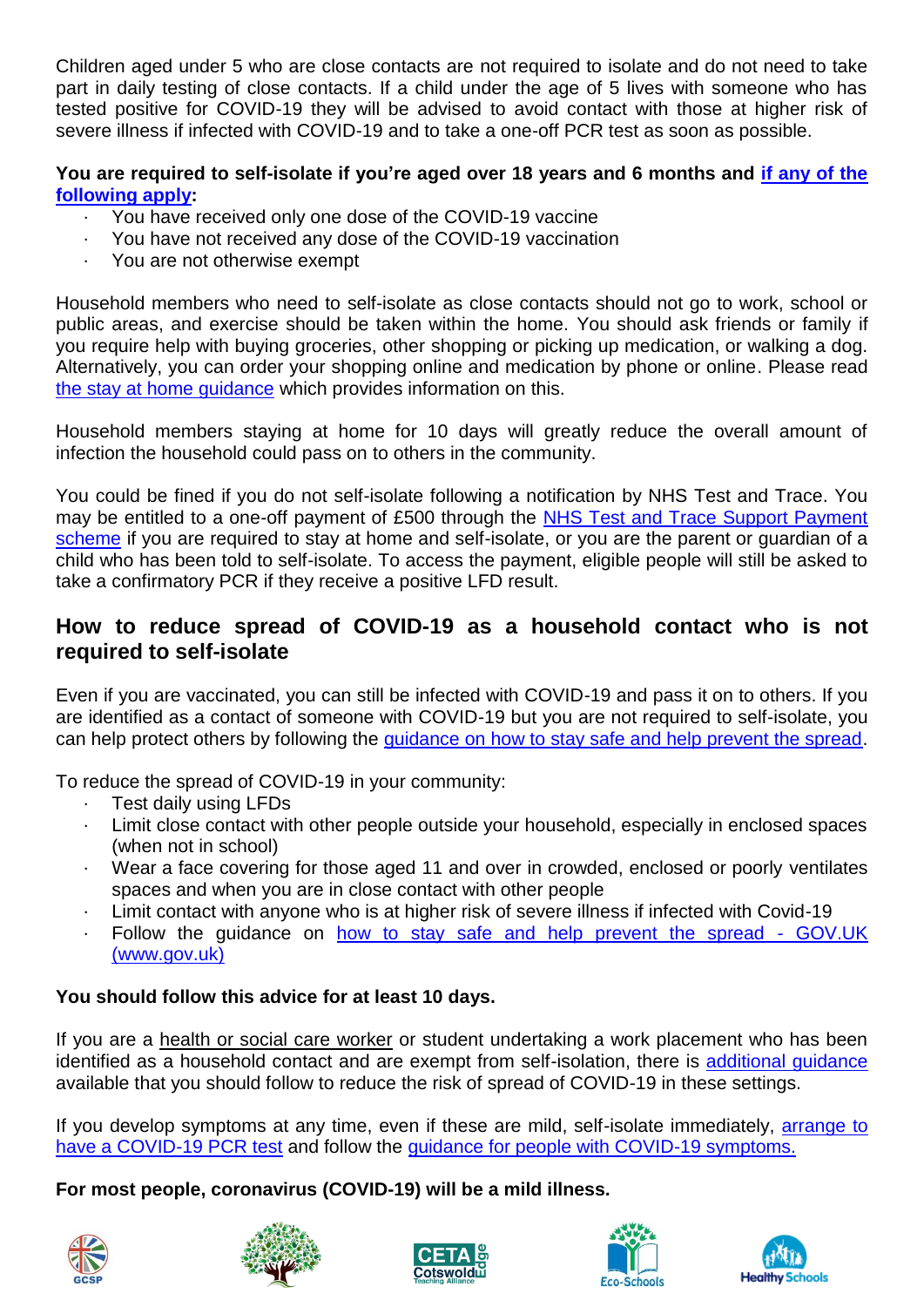Children aged under 5 who are close contacts are not required to isolate and do not need to take part in daily testing of close contacts. If a child under the age of 5 lives with someone who has tested positive for COVID-19 they will be advised to avoid contact with those at higher risk of severe illness if infected with COVID-19 and to take a one-off PCR test as soon as possible.

**You are required to self-isolate if you're aged over 18 years and 6 months and if any of the following apply:**

- You have received only one dose of the COVID-19 vaccine
- You have not received any dose of the COVID-19 vaccination
- You are not otherwise exempt

Household members who need to self-isolate as close contacts should not go to work, school or public areas, and exercise should be taken within the home. You should ask friends or family if you require help with buying groceries, other shopping or picking up medication, or walking a dog. Alternatively, you can order your shopping online and medication by phone or online. Please read the stay at home guidance which provides information on this.

Household members staying at home for 10 days will greatly reduce the overall amount of infection the household could pass on to others in the community.

You could be fined if you do not self-isolate following a notification by NHS Test and Trace. You may be entitled to a one-off payment of £500 through the NHS Test and Trace Support Payment scheme if you are required to stay at home and self-isolate, or you are the parent or guardian of a child who has been told to self-isolate. To access the payment, eligible people will still be asked to take a confirmatory PCR if they receive a positive LFD result.

## How to reduce spread of COVID-19 as a household contact who is not required to self-isolate

Even if you are vaccinated, you can still be infected with COVID-19 and pass it on to others. If you are identified as a contact of someone with COVID-19 but you are not required to self-isolate, you can help protect others by following the guidance on how to stay safe and help prevent the spread.

To reduce the spread of COVID-19 in your community:

- Test daily using LFDs
- Limit close contact with other people outside your household, especially in enclosed spaces (when not in school)
- Wear a face covering for those aged 11 and over in crowded, enclosed or poorly ventilates spaces and when you are in close contact with other people
- Limit contact with anyone who is at higher risk of severe illness if infected with Covid-19
- Follow the guidance on how to stay safe and help prevent the spread - GOV.UK (www.gov.uk)

**You should follow this advice for at least 10 days.**

If you are a health or social care worker or student undertaking a work placement who has been identified as a household contact and are exempt from self-isolation, there is additional guidance available that you should follow to reduce the risk of spread of COVID-19 in these settings.

If you develop symptoms at any time, even if these are mild, self-isolate immediately, arrange to have a COVID-19 PCR test and follow the guidance for people with COVID-19 symptoms.

**For most people, coronavirus (COVID-19) will be a mild illness.**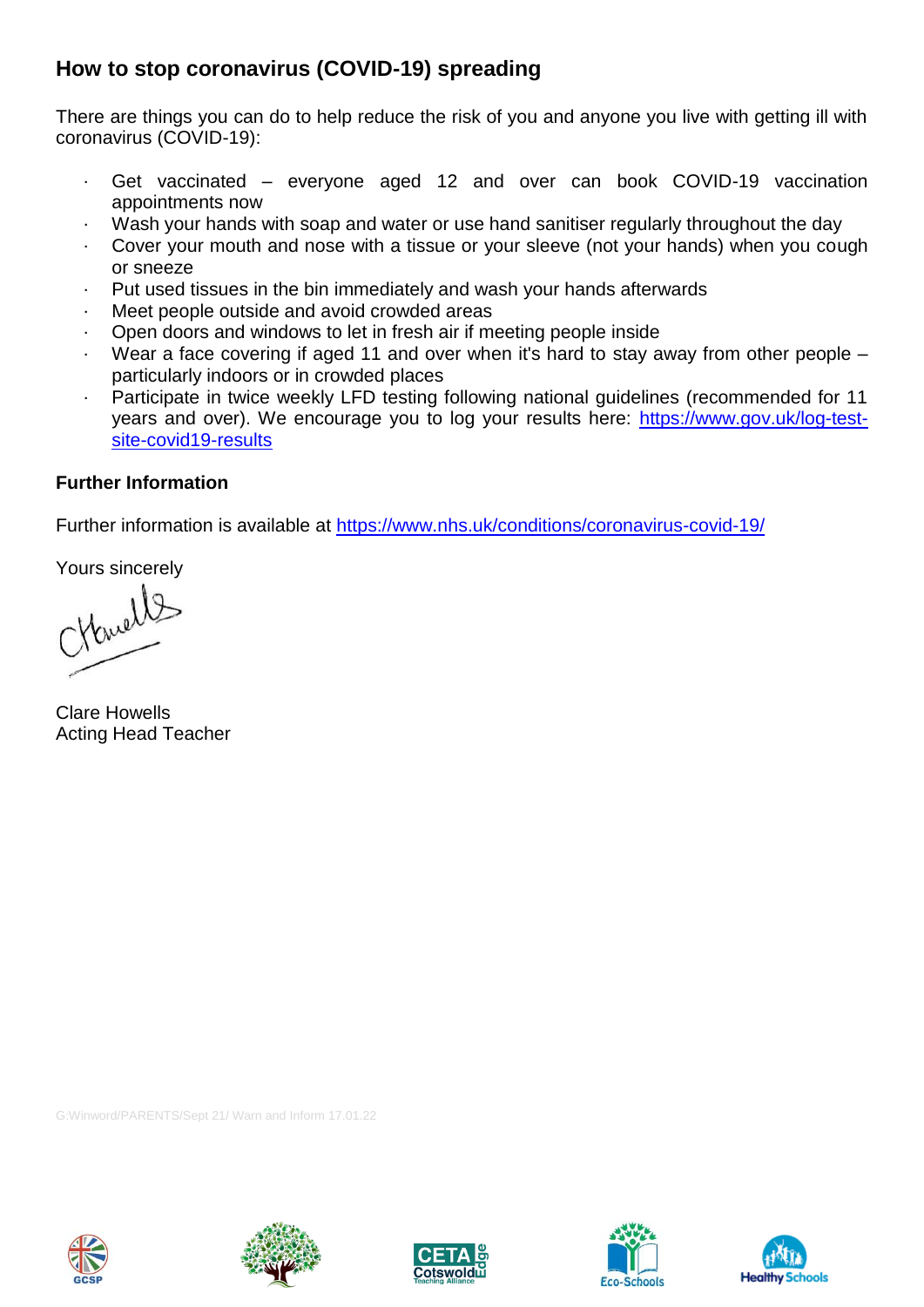## How to stop coronavirus (COVID-19) spreading

There are things you can do to help reduce the risk of you and anyone you live with getting ill with coronavirus (COVID-19):

- Get vaccinated – everyone aged 12 and over can book COVID-19 vaccination appointments now
- Wash your hands with soap and water or use hand sanitiser regularly throughout the day
- Cover your mouth and nose with a tissue or your sleeve (not your hands) when you cough or sneeze
- Put used tissues in the bin immediately and wash your hands afterwards
- Meet people outside and avoid crowded areas
- Open doors and windows to let in fresh air if meeting people inside
- Wear a face covering if aged 11 and over when it's hard to stay away from other people – particularly indoors or in crowded places
- Participate in twice weekly LFD testing following national guidelines (recommended for 11 years and over). We encourage you to log your results here: https://www.gov.uk/log-test-site-covid19-results

### Further Information

Further information is available at https://www.nhs.uk/conditions/coronavirus-covid-19/

Yours sincerely

Clare Howells
Acting Head Teacher

G:Winword/PARENTS/Sept 21/ Warn and Inform 17.01.22